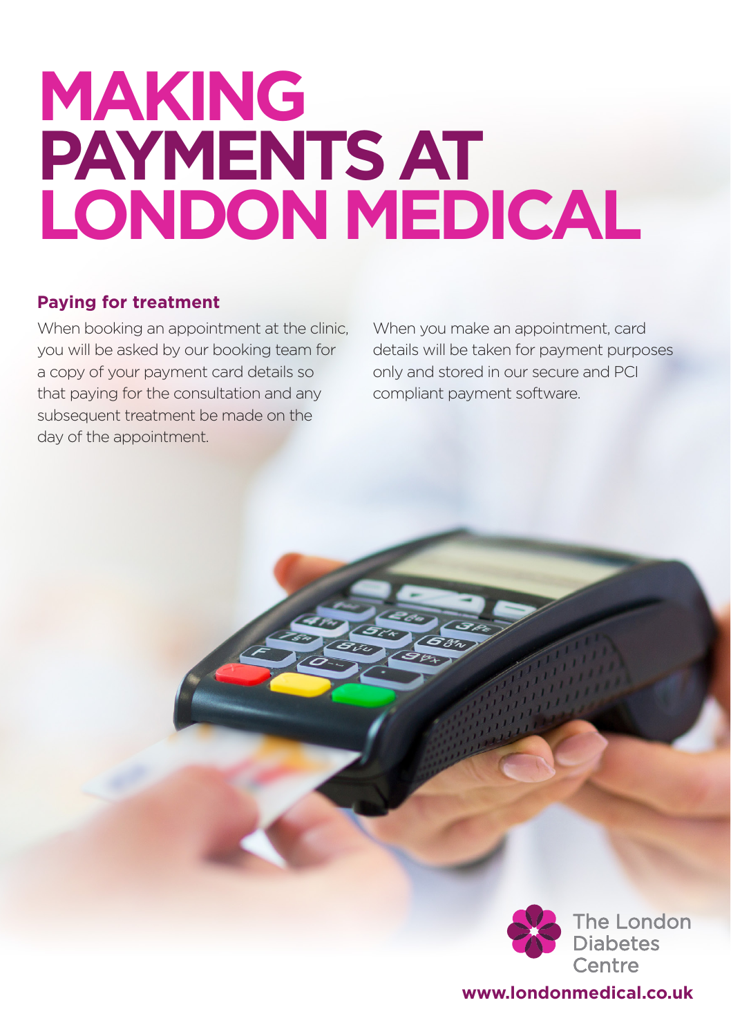# MAKING PAYMENTS AT LONDON MEDICAL

## Paying for treatment

When booking an appointment at the clinic, you will be asked by our booking team for a copy of your payment card details so that paying for the consultation and any subsequent treatment be made on the day of the appointment.

When you make an appointment, card details will be taken for payment purposes only and stored in our secure and PCI compliant payment software.

The London Diabetes Centre

**www.londonmedical.co.uk**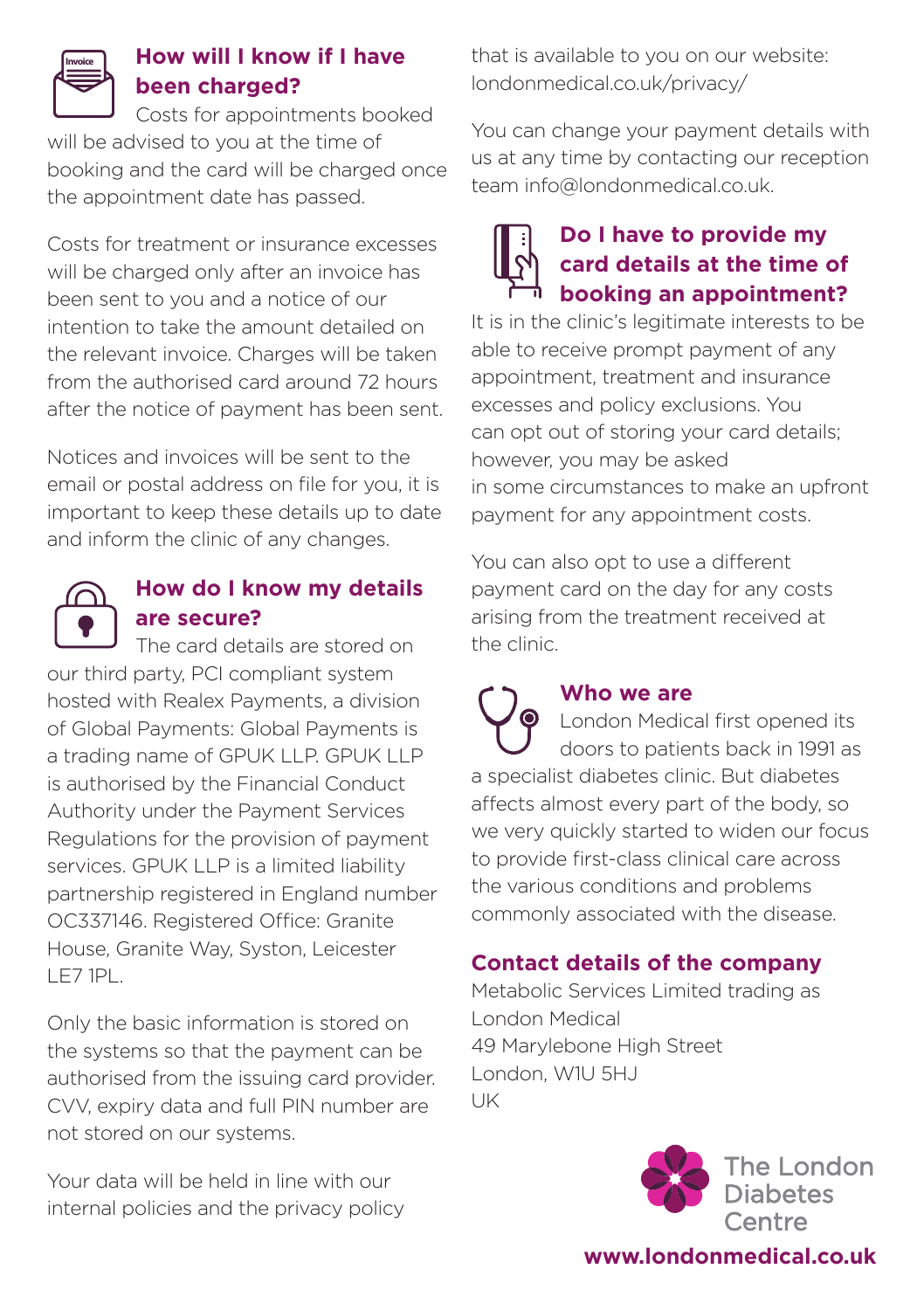## How will I know if I have been charged?

Costs for appointments booked will be advised to you at the time of booking and the card will be charged once the appointment date has passed.

Costs for treatment or insurance excesses will be charged only after an invoice has been sent to you and a notice of our intention to take the amount detailed on the relevant invoice. Charges will be taken from the authorised card around 72 hours after the notice of payment has been sent.

Notices and invoices will be sent to the email or postal address on file for you, it is important to keep these details up to date and inform the clinic of any changes.

## How do I know my details are secure?

The card details are stored on our third party, PCI compliant system hosted with Realex Payments, a division of Global Payments: Global Payments is a trading name of GPUK LLP. GPUK LLP is authorised by the Financial Conduct Authority under the Payment Services Regulations for the provision of payment services. GPUK LLP is a limited liability partnership registered in England number OC337146. Registered Office: Granite House, Granite Way, Syston, Leicester LE7 1PL.

Only the basic information is stored on the systems so that the payment can be authorised from the issuing card provider. CVV, expiry data and full PIN number are not stored on our systems.

Your data will be held in line with our internal policies and the privacy policy that is available to you on our website: londonmedical.co.uk/privacy/

You can change your payment details with us at any time by contacting our reception team info@londonmedical.co.uk.

## Do I have to provide my card details at the time of booking an appointment?

It is in the clinic's legitimate interests to be able to receive prompt payment of any appointment, treatment and insurance excesses and policy exclusions. You can opt out of storing your card details; however, you may be asked in some circumstances to make an upfront payment for any appointment costs.

You can also opt to use a different payment card on the day for any costs arising from the treatment received at the clinic.

## Who we are

London Medical first opened its doors to patients back in 1991 as a specialist diabetes clinic. But diabetes affects almost every part of the body, so we very quickly started to widen our focus to provide first-class clinical care across the various conditions and problems commonly associated with the disease.

## Contact details of the company

Metabolic Services Limited trading as London Medical
49 Marylebone High Street
London, W1U 5HJ
UK

The London Diabetes Centre

**www.londonmedical.co.uk**